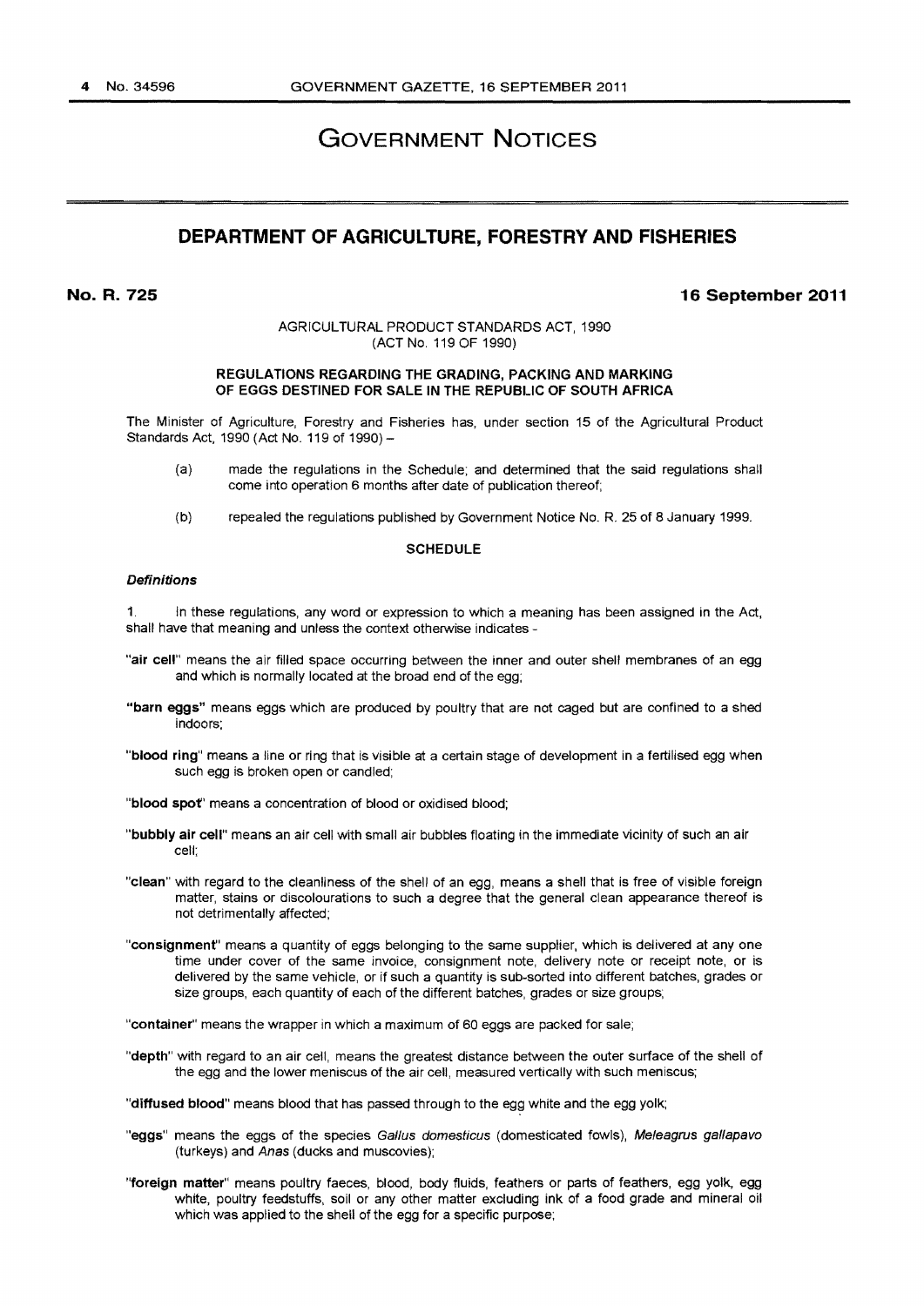# GOVERNMENT NOTICES

## DEPARTMENT OF AGRICULTURE, FORESTRY AND FISHERIES

**No. R. 725** **16 September 2011**

AGRICULTURAL PRODUCT STANDARDS ACT, 1990
(ACT No. 119 OF 1990)

**REGULATIONS REGARDING THE GRADING, PACKING AND MARKING OF EGGS DESTINED FOR SALE IN THE REPUBLIC OF SOUTH AFRICA**

The Minister of Agriculture, Forestry and Fisheries has, under section 15 of the Agricultural Product Standards Act, 1990 (Act No. 119 of 1990) –

(a) made the regulations in the Schedule; and determined that the said regulations shall come into operation 6 months after date of publication thereof;

(b) repealed the regulations published by Government Notice No. R. 25 of 8 January 1999.

**SCHEDULE**

***Definitions***

1. In these regulations, any word or expression to which a meaning has been assigned in the Act, shall have that meaning and unless the context otherwise indicates -

"**air cell**" means the air filled space occurring between the inner and outer shell membranes of an egg and which is normally located at the broad end of the egg;

"**barn eggs**" means eggs which are produced by poultry that are not caged but are confined to a shed indoors;

"**blood ring**" means a line or ring that is visible at a certain stage of development in a fertilised egg when such egg is broken open or candled;

"**blood spot**" means a concentration of blood or oxidised blood;

"**bubbly air cell**" means an air cell with small air bubbles floating in the immediate vicinity of such an air cell;

"**clean**" with regard to the cleanliness of the shell of an egg, means a shell that is free of visible foreign matter, stains or discolourations to such a degree that the general clean appearance thereof is not detrimentally affected;

"**consignment**" means a quantity of eggs belonging to the same supplier, which is delivered at any one time under cover of the same invoice, consignment note, delivery note or receipt note, or is delivered by the same vehicle, or if such a quantity is sub-sorted into different batches, grades or size groups, each quantity of each of the different batches, grades or size groups;

"**container**" means the wrapper in which a maximum of 60 eggs are packed for sale;

"**depth**" with regard to an air cell, means the greatest distance between the outer surface of the shell of the egg and the lower meniscus of the air cell, measured vertically with such meniscus;

"**diffused blood**" means blood that has passed through to the egg white and the egg yolk;

"**eggs**" means the eggs of the species *Gallus domesticus* (domesticated fowls), *Meleagrus gallapavo* (turkeys) and *Anas* (ducks and muscovies);

"**foreign matter**" means poultry faeces, blood, body fluids, feathers or parts of feathers, egg yolk, egg white, poultry feedstuffs, soil or any other matter excluding ink of a food grade and mineral oil which was applied to the shell of the egg for a specific purpose;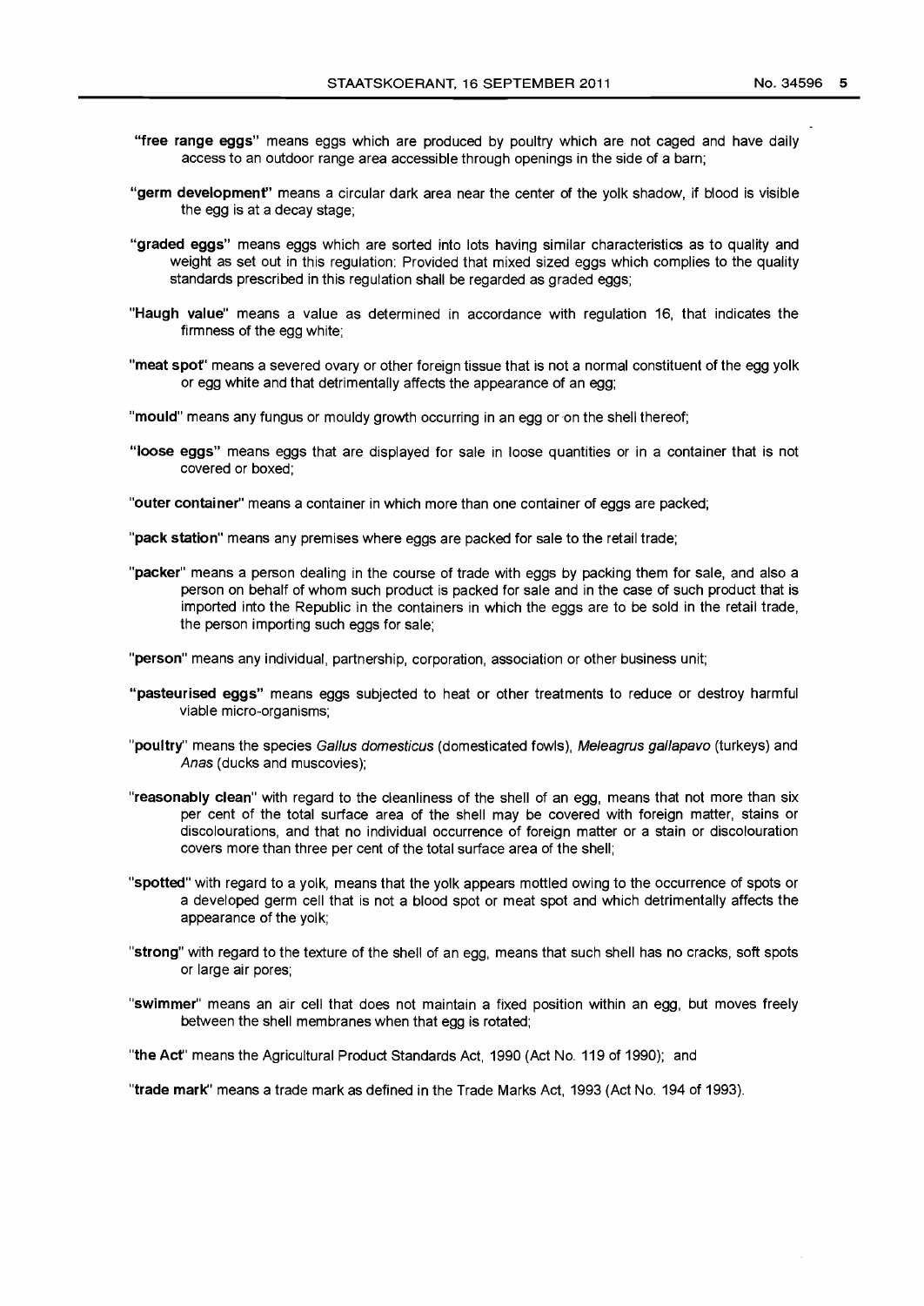**"free range eggs"** means eggs which are produced by poultry which are not caged and have daily access to an outdoor range area accessible through openings in the side of a barn;

**"germ development"** means a circular dark area near the center of the yolk shadow, if blood is visible the egg is at a decay stage;

**"graded eggs"** means eggs which are sorted into lots having similar characteristics as to quality and weight as set out in this regulation: Provided that mixed sized eggs which complies to the quality standards prescribed in this regulation shall be regarded as graded eggs;

**"Haugh value"** means a value as determined in accordance with regulation 16, that indicates the firmness of the egg white;

**"meat spot"** means a severed ovary or other foreign tissue that is not a normal constituent of the egg yolk or egg white and that detrimentally affects the appearance of an egg;

**"mould"** means any fungus or mouldy growth occurring in an egg or on the shell thereof;

**"loose eggs"** means eggs that are displayed for sale in loose quantities or in a container that is not covered or boxed;

**"outer container"** means a container in which more than one container of eggs are packed;

**"pack station"** means any premises where eggs are packed for sale to the retail trade;

**"packer"** means a person dealing in the course of trade with eggs by packing them for sale, and also a person on behalf of whom such product is packed for sale and in the case of such product that is imported into the Republic in the containers in which the eggs are to be sold in the retail trade, the person importing such eggs for sale;

**"person"** means any individual, partnership, corporation, association or other business unit;

**"pasteurised eggs"** means eggs subjected to heat or other treatments to reduce or destroy harmful viable micro-organisms;

**"poultry"** means the species *Gallus domesticus* (domesticated fowls), *Meleagrus gallapavo* (turkeys) and *Anas* (ducks and muscovies);

**"reasonably clean"** with regard to the cleanliness of the shell of an egg, means that not more than six per cent of the total surface area of the shell may be covered with foreign matter, stains or discolourations, and that no individual occurrence of foreign matter or a stain or discolouration covers more than three per cent of the total surface area of the shell;

**"spotted"** with regard to a yolk, means that the yolk appears mottled owing to the occurrence of spots or a developed germ cell that is not a blood spot or meat spot and which detrimentally affects the appearance of the yolk;

**"strong"** with regard to the texture of the shell of an egg, means that such shell has no cracks, soft spots or large air pores;

**"swimmer"** means an air cell that does not maintain a fixed position within an egg, but moves freely between the shell membranes when that egg is rotated;

**"the Act"** means the Agricultural Product Standards Act, 1990 (Act No. 119 of 1990); and

**"trade mark"** means a trade mark as defined in the Trade Marks Act, 1993 (Act No. 194 of 1993).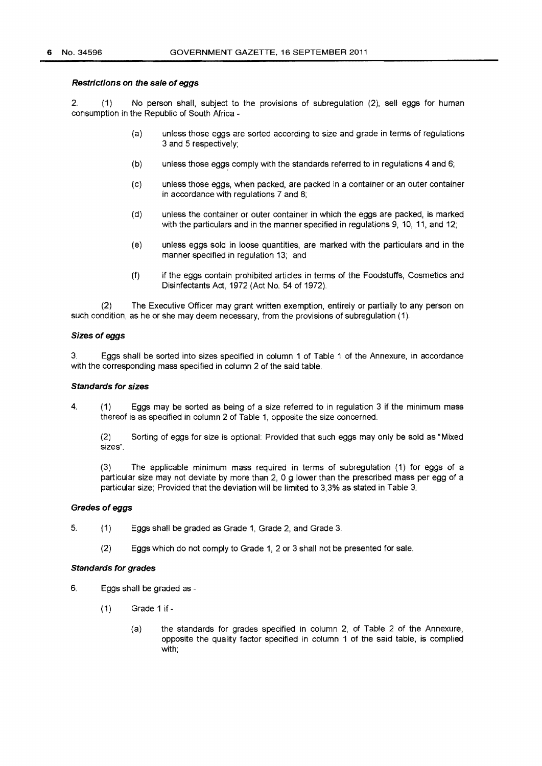***Restrictions on the sale of eggs***

2. (1) No person shall, subject to the provisions of subregulation (2), sell eggs for human consumption in the Republic of South Africa -

(a) unless those eggs are sorted according to size and grade in terms of regulations 3 and 5 respectively;

(b) unless those eggs comply with the standards referred to in regulations 4 and 6;

(c) unless those eggs, when packed, are packed in a container or an outer container in accordance with regulations 7 and 8;

(d) unless the container or outer container in which the eggs are packed, is marked with the particulars and in the manner specified in regulations 9, 10, 11, and 12;

(e) unless eggs sold in loose quantities, are marked with the particulars and in the manner specified in regulation 13; and

(f) if the eggs contain prohibited articles in terms of the Foodstuffs, Cosmetics and Disinfectants Act, 1972 (Act No. 54 of 1972).

(2) The Executive Officer may grant written exemption, entirely or partially to any person on such condition, as he or she may deem necessary, from the provisions of subregulation (1).

***Sizes of eggs***

3. Eggs shall be sorted into sizes specified in column 1 of Table 1 of the Annexure, in accordance with the corresponding mass specified in column 2 of the said table.

***Standards for sizes***

4. (1) Eggs may be sorted as being of a size referred to in regulation 3 if the minimum mass thereof is as specified in column 2 of Table 1, opposite the size concerned.

(2) Sorting of eggs for size is optional: Provided that such eggs may only be sold as "Mixed sizes".

(3) The applicable minimum mass required in terms of subregulation (1) for eggs of a particular size may not deviate by more than 2, 0 g lower than the prescribed mass per egg of a particular size; Provided that the deviation will be limited to 3,3% as stated in Table 3.

***Grades of eggs***

5. (1) Eggs shall be graded as Grade 1, Grade 2, and Grade 3.

(2) Eggs which do not comply to Grade 1, 2 or 3 shall not be presented for sale.

***Standards for grades***

6. Eggs shall be graded as -

(1) Grade 1 if -

(a) the standards for grades specified in column 2, of Table 2 of the Annexure, opposite the quality factor specified in column 1 of the said table, is complied with;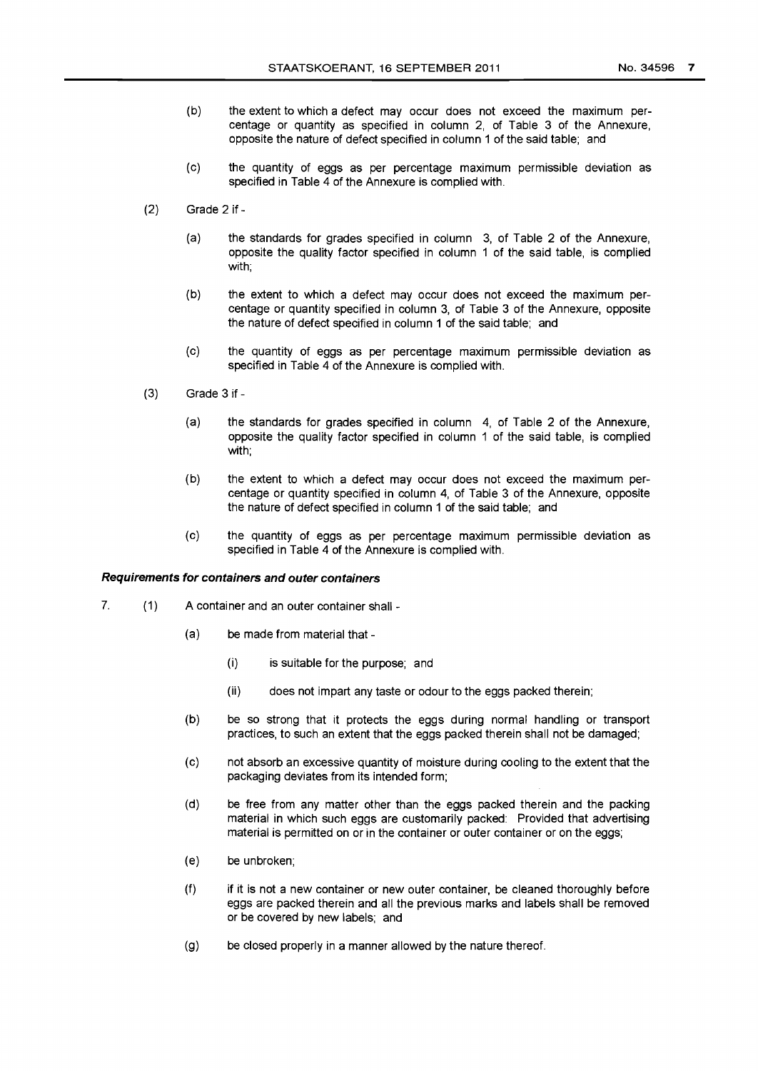(b) the extent to which a defect may occur does not exceed the maximum percentage or quantity as specified in column 2, of Table 3 of the Annexure, opposite the nature of defect specified in column 1 of the said table; and

(c) the quantity of eggs as per percentage maximum permissible deviation as specified in Table 4 of the Annexure is complied with.

(2) Grade 2 if -

(a) the standards for grades specified in column 3, of Table 2 of the Annexure, opposite the quality factor specified in column 1 of the said table, is complied with;

(b) the extent to which a defect may occur does not exceed the maximum percentage or quantity specified in column 3, of Table 3 of the Annexure, opposite the nature of defect specified in column 1 of the said table; and

(c) the quantity of eggs as per percentage maximum permissible deviation as specified in Table 4 of the Annexure is complied with.

(3) Grade 3 if -

(a) the standards for grades specified in column 4, of Table 2 of the Annexure, opposite the quality factor specified in column 1 of the said table, is complied with;

(b) the extent to which a defect may occur does not exceed the maximum percentage or quantity specified in column 4, of Table 3 of the Annexure, opposite the nature of defect specified in column 1 of the said table; and

(c) the quantity of eggs as per percentage maximum permissible deviation as specified in Table 4 of the Annexure is complied with.

***Requirements for containers and outer containers***

7. (1) A container and an outer container shall -

(a) be made from material that -

(i) is suitable for the purpose; and

(ii) does not impart any taste or odour to the eggs packed therein;

(b) be so strong that it protects the eggs during normal handling or transport practices, to such an extent that the eggs packed therein shall not be damaged;

(c) not absorb an excessive quantity of moisture during cooling to the extent that the packaging deviates from its intended form;

(d) be free from any matter other than the eggs packed therein and the packing material in which such eggs are customarily packed: Provided that advertising material is permitted on or in the container or outer container or on the eggs;

(e) be unbroken;

(f) if it is not a new container or new outer container, be cleaned thoroughly before eggs are packed therein and all the previous marks and labels shall be removed or be covered by new labels; and

(g) be closed properly in a manner allowed by the nature thereof.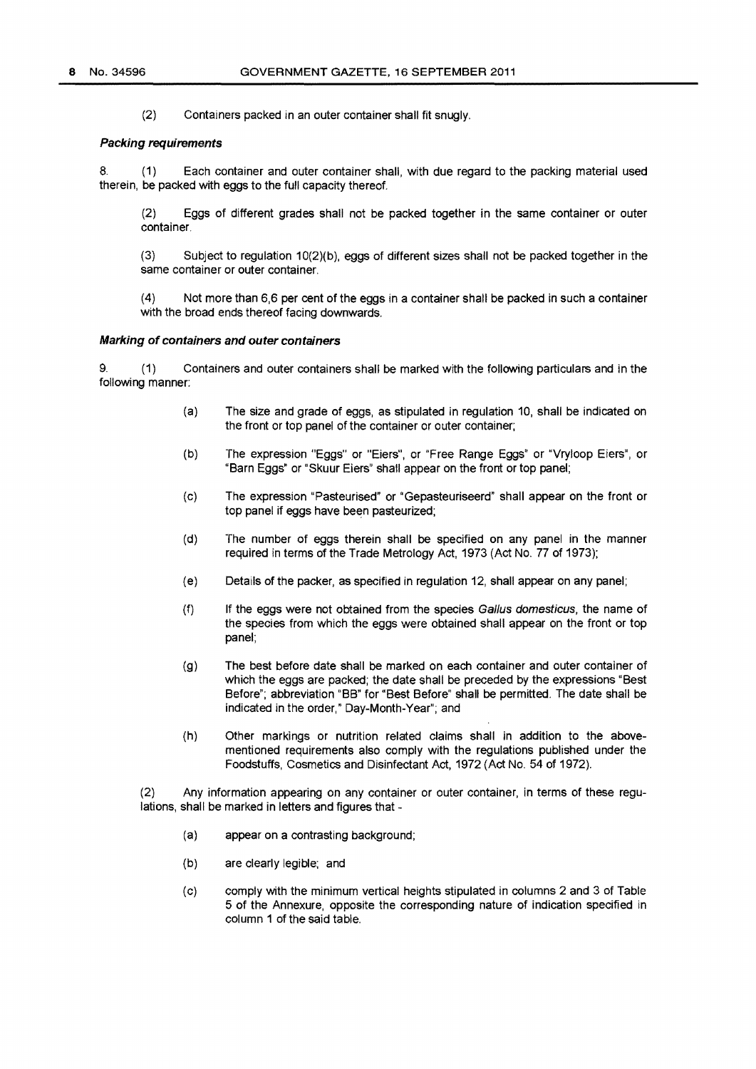(2) Containers packed in an outer container shall fit snugly.

***Packing requirements***

8. (1) Each container and outer container shall, with due regard to the packing material used therein, be packed with eggs to the full capacity thereof.

(2) Eggs of different grades shall not be packed together in the same container or outer container.

(3) Subject to regulation 10(2)(b), eggs of different sizes shall not be packed together in the same container or outer container.

(4) Not more than 6,6 per cent of the eggs in a container shall be packed in such a container with the broad ends thereof facing downwards.

***Marking of containers and outer containers***

9. (1) Containers and outer containers shall be marked with the following particulars and in the following manner:

(a) The size and grade of eggs, as stipulated in regulation 10, shall be indicated on the front or top panel of the container or outer container;

(b) The expression "Eggs" or "Eiers", or "Free Range Eggs" or "Vryloop Eiers", or "Barn Eggs" or "Skuur Eiers" shall appear on the front or top panel;

(c) The expression "Pasteurised" or "Gepasteuriseerd" shall appear on the front or top panel if eggs have been pasteurized;

(d) The number of eggs therein shall be specified on any panel in the manner required in terms of the Trade Metrology Act, 1973 (Act No. 77 of 1973);

(e) Details of the packer, as specified in regulation 12, shall appear on any panel;

(f) If the eggs were not obtained from the species *Gallus domesticus*, the name of the species from which the eggs were obtained shall appear on the front or top panel;

(g) The best before date shall be marked on each container and outer container of which the eggs are packed; the date shall be preceded by the expressions "Best Before"; abbreviation "BB" for "Best Before" shall be permitted. The date shall be indicated in the order," Day-Month-Year"; and

(h) Other markings or nutrition related claims shall in addition to the above-mentioned requirements also comply with the regulations published under the Foodstuffs, Cosmetics and Disinfectant Act, 1972 (Act No. 54 of 1972).

(2) Any information appearing on any container or outer container, in terms of these regulations, shall be marked in letters and figures that -

(a) appear on a contrasting background;

(b) are clearly legible; and

(c) comply with the minimum vertical heights stipulated in columns 2 and 3 of Table 5 of the Annexure, opposite the corresponding nature of indication specified in column 1 of the said table.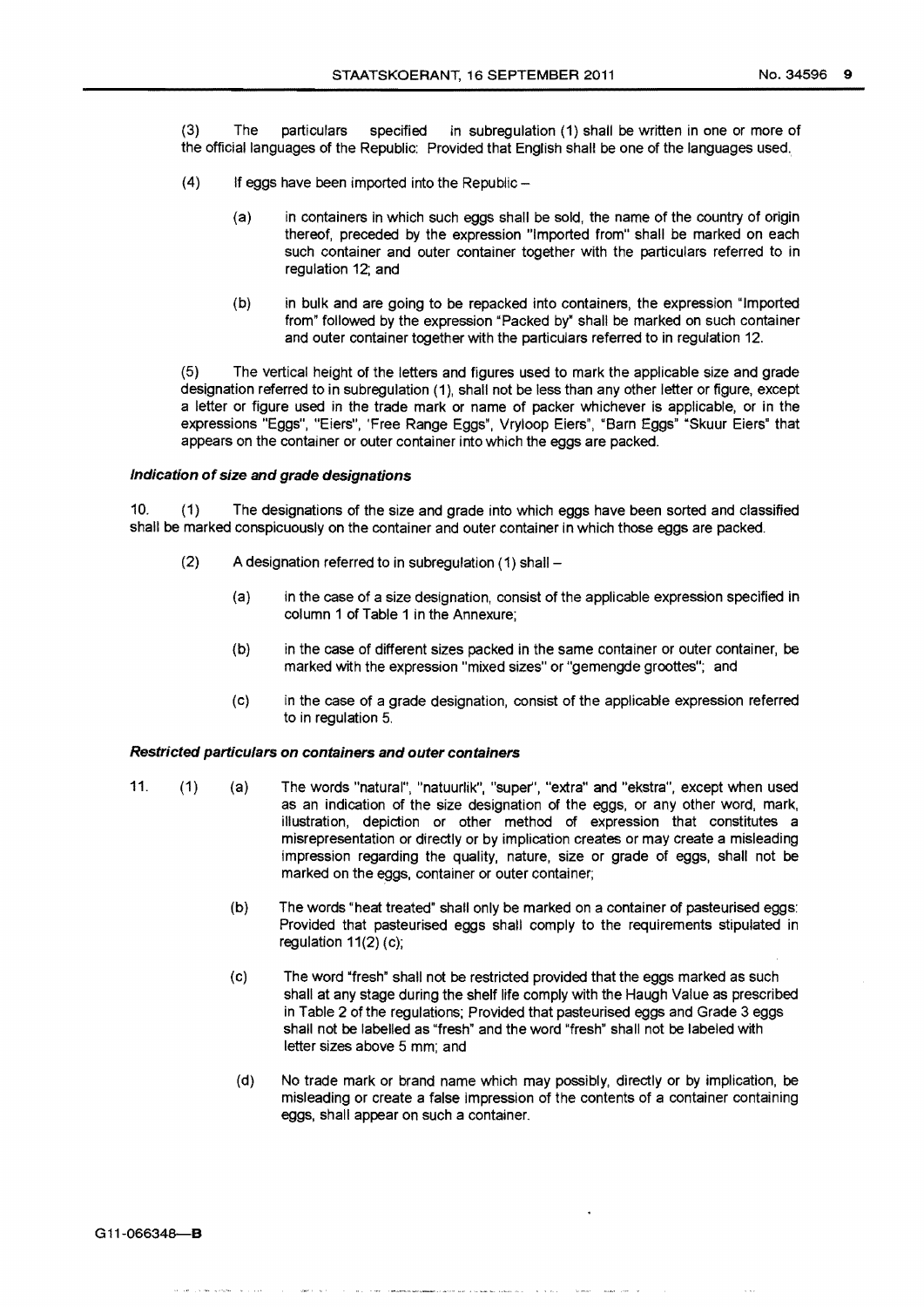(3) The particulars specified in subregulation (1) shall be written in one or more of the official languages of the Republic: Provided that English shall be one of the languages used.

(4) If eggs have been imported into the Republic –

(a) in containers in which such eggs shall be sold, the name of the country of origin thereof, preceded by the expression "Imported from" shall be marked on each such container and outer container together with the particulars referred to in regulation 12; and

(b) in bulk and are going to be repacked into containers, the expression "Imported from" followed by the expression "Packed by" shall be marked on such container and outer container together with the particulars referred to in regulation 12.

(5) The vertical height of the letters and figures used to mark the applicable size and grade designation referred to in subregulation (1), shall not be less than any other letter or figure, except a letter or figure used in the trade mark or name of packer whichever is applicable, or in the expressions "Eggs", "Eiers", 'Free Range Eggs", Vryloop Eiers", "Barn Eggs" "Skuur Eiers" that appears on the container or outer container into which the eggs are packed.

***Indication of size and grade designations***

10. (1) The designations of the size and grade into which eggs have been sorted and classified shall be marked conspicuously on the container and outer container in which those eggs are packed.

(2) A designation referred to in subregulation (1) shall –

(a) in the case of a size designation, consist of the applicable expression specified in column 1 of Table 1 in the Annexure;

(b) in the case of different sizes packed in the same container or outer container, be marked with the expression "mixed sizes" or "gemengde groottes"; and

(c) in the case of a grade designation, consist of the applicable expression referred to in regulation 5.

***Restricted particulars on containers and outer containers***

11. (1) (a) The words "natural", "natuurlik", "super", "extra" and "ekstra", except when used as an indication of the size designation of the eggs, or any other word, mark, illustration, depiction or other method of expression that constitutes a misrepresentation or directly or by implication creates or may create a misleading impression regarding the quality, nature, size or grade of eggs, shall not be marked on the eggs, container or outer container;

(b) The words "heat treated" shall only be marked on a container of pasteurised eggs: Provided that pasteurised eggs shall comply to the requirements stipulated in regulation 11(2) (c);

(c) The word "fresh" shall not be restricted provided that the eggs marked as such shall at any stage during the shelf life comply with the Haugh Value as prescribed in Table 2 of the regulations; Provided that pasteurised eggs and Grade 3 eggs shall not be labelled as "fresh" and the word "fresh" shall not be labeled with letter sizes above 5 mm; and

(d) No trade mark or brand name which may possibly, directly or by implication, be misleading or create a false impression of the contents of a container containing eggs, shall appear on such a container.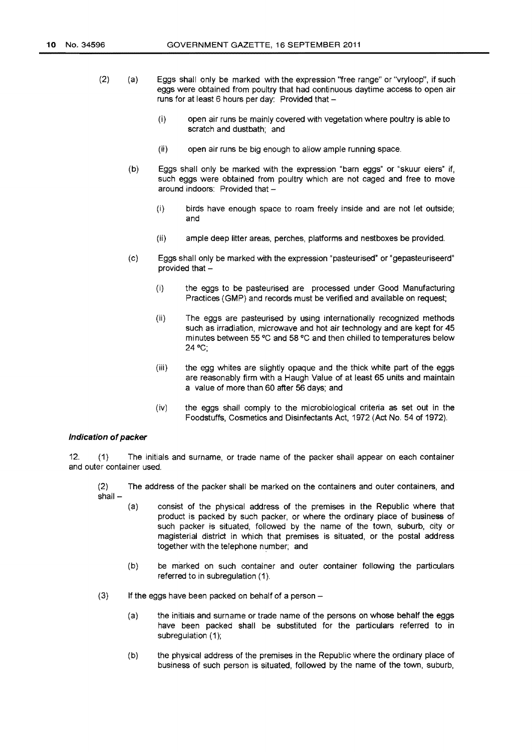(2) (a) Eggs shall only be marked with the expression "free range" or "vryloop", if such eggs were obtained from poultry that had continuous daytime access to open air runs for at least 6 hours per day: Provided that –

(i) open air runs be mainly covered with vegetation where poultry is able to scratch and dustbath; and

(ii) open air runs be big enough to allow ample running space.

(b) Eggs shall only be marked with the expression "barn eggs" or "skuur eiers" if, such eggs were obtained from poultry which are not caged and free to move around indoors: Provided that –

(i) birds have enough space to roam freely inside and are not let outside; and

(ii) ample deep litter areas, perches, platforms and nestboxes be provided.

(c) Eggs shall only be marked with the expression "pasteurised" or "gepasteuriseerd" provided that –

(i) the eggs to be pasteurised are processed under Good Manufacturing Practices (GMP) and records must be verified and available on request;

(ii) The eggs are pasteurised by using internationally recognized methods such as irradiation, microwave and hot air technology and are kept for 45 minutes between 55 °C and 58 °C and then chilled to temperatures below 24 °C;

(iii) the egg whites are slightly opaque and the thick white part of the eggs are reasonably firm with a Haugh Value of at least 65 units and maintain a value of more than 60 after 56 days; and

(iv) the eggs shall comply to the microbiological criteria as set out in the Foodstuffs, Cosmetics and Disinfectants Act, 1972 (Act No. 54 of 1972).

***Indication of packer***

12. (1) The initials and surname, or trade name of the packer shall appear on each container and outer container used.

(2) The address of the packer shall be marked on the containers and outer containers, and shall –

(a) consist of the physical address of the premises in the Republic where that product is packed by such packer, or where the ordinary place of business of such packer is situated, followed by the name of the town, suburb, city or magisterial district in which that premises is situated, or the postal address together with the telephone number; and

(b) be marked on such container and outer container following the particulars referred to in subregulation (1).

(3) If the eggs have been packed on behalf of a person –

(a) the initials and surname or trade name of the persons on whose behalf the eggs have been packed shall be substituted for the particulars referred to in subregulation (1);

(b) the physical address of the premises in the Republic where the ordinary place of business of such person is situated, followed by the name of the town, suburb,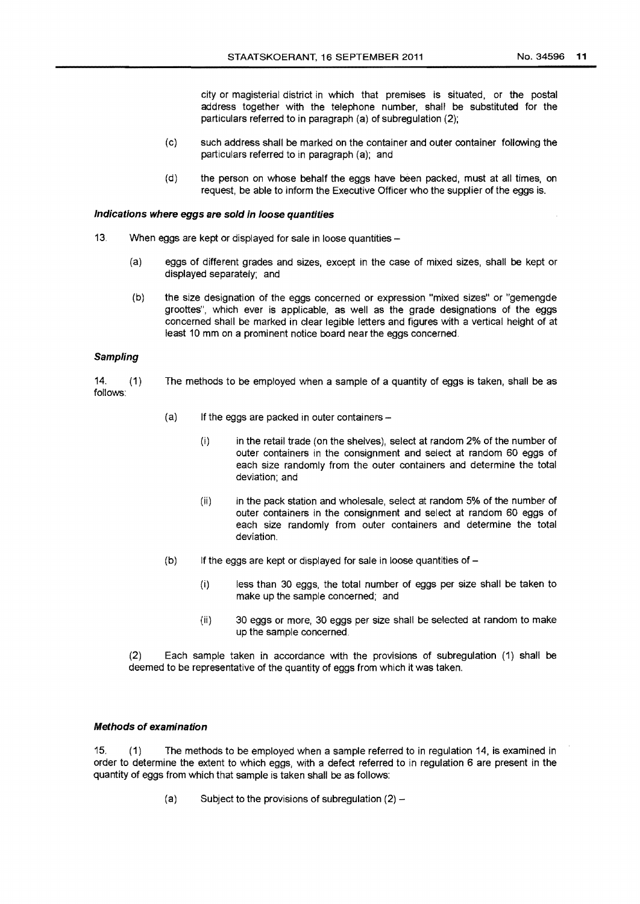city or magisterial district in which that premises is situated, or the postal address together with the telephone number, shall be substituted for the particulars referred to in paragraph (a) of subregulation (2);

(c) such address shall be marked on the container and outer container following the particulars referred to in paragraph (a); and

(d) the person on whose behalf the eggs have been packed, must at all times, on request, be able to inform the Executive Officer who the supplier of the eggs is.

***Indications where eggs are sold in loose quantities***

13. When eggs are kept or displayed for sale in loose quantities –

(a) eggs of different grades and sizes, except in the case of mixed sizes, shall be kept or displayed separately; and

(b) the size designation of the eggs concerned or expression "mixed sizes" or "gemengde groottes", which ever is applicable, as well as the grade designations of the eggs concerned shall be marked in clear legible letters and figures with a vertical height of at least 10 mm on a prominent notice board near the eggs concerned.

***Sampling***

14. (1) The methods to be employed when a sample of a quantity of eggs is taken, shall be as follows:

(a) If the eggs are packed in outer containers –

(i) in the retail trade (on the shelves), select at random 2% of the number of outer containers in the consignment and select at random 60 eggs of each size randomly from the outer containers and determine the total deviation; and

(ii) in the pack station and wholesale, select at random 5% of the number of outer containers in the consignment and select at random 60 eggs of each size randomly from outer containers and determine the total deviation.

(b) If the eggs are kept or displayed for sale in loose quantities of –

(i) less than 30 eggs, the total number of eggs per size shall be taken to make up the sample concerned; and

(ii) 30 eggs or more, 30 eggs per size shall be selected at random to make up the sample concerned.

(2) Each sample taken in accordance with the provisions of subregulation (1) shall be deemed to be representative of the quantity of eggs from which it was taken.

***Methods of examination***

15. (1) The methods to be employed when a sample referred to in regulation 14, is examined in order to determine the extent to which eggs, with a defect referred to in regulation 6 are present in the quantity of eggs from which that sample is taken shall be as follows:

(a) Subject to the provisions of subregulation (2) –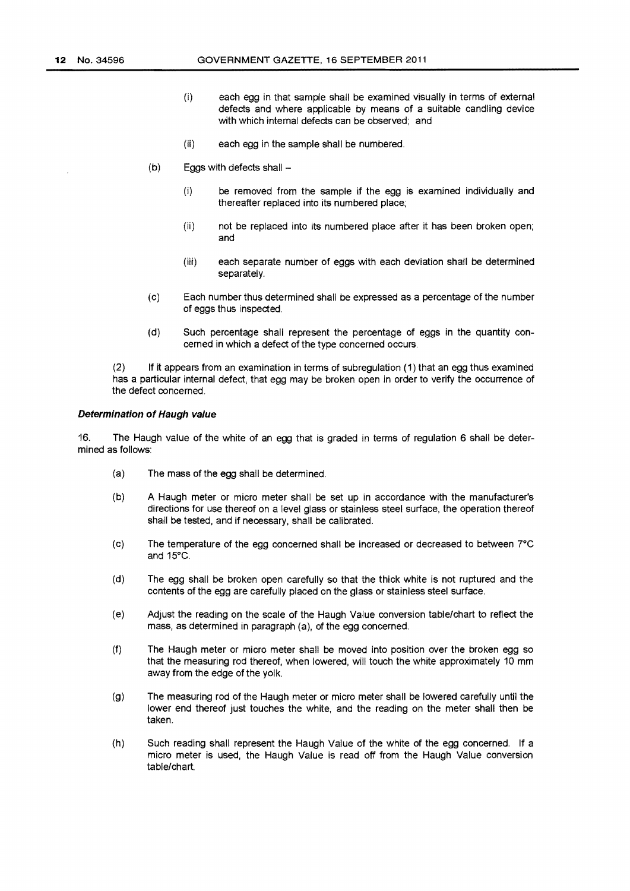(i) each egg in that sample shall be examined visually in terms of external defects and where applicable by means of a suitable candling device with which internal defects can be observed; and

(ii) each egg in the sample shall be numbered.

(b) Eggs with defects shall –

(i) be removed from the sample if the egg is examined individually and thereafter replaced into its numbered place;

(ii) not be replaced into its numbered place after it has been broken open; and

(iii) each separate number of eggs with each deviation shall be determined separately.

(c) Each number thus determined shall be expressed as a percentage of the number of eggs thus inspected.

(d) Such percentage shall represent the percentage of eggs in the quantity concerned in which a defect of the type concerned occurs.

(2) If it appears from an examination in terms of subregulation (1) that an egg thus examined has a particular internal defect, that egg may be broken open in order to verify the occurrence of the defect concerned.

***Determination of Haugh value***

16. The Haugh value of the white of an egg that is graded in terms of regulation 6 shall be determined as follows:

(a) The mass of the egg shall be determined.

(b) A Haugh meter or micro meter shall be set up in accordance with the manufacturer's directions for use thereof on a level glass or stainless steel surface, the operation thereof shall be tested, and if necessary, shall be calibrated.

(c) The temperature of the egg concerned shall be increased or decreased to between 7°C and 15°C.

(d) The egg shall be broken open carefully so that the thick white is not ruptured and the contents of the egg are carefully placed on the glass or stainless steel surface.

(e) Adjust the reading on the scale of the Haugh Value conversion table/chart to reflect the mass, as determined in paragraph (a), of the egg concerned.

(f) The Haugh meter or micro meter shall be moved into position over the broken egg so that the measuring rod thereof, when lowered, will touch the white approximately 10 mm away from the edge of the yolk.

(g) The measuring rod of the Haugh meter or micro meter shall be lowered carefully until the lower end thereof just touches the white, and the reading on the meter shall then be taken.

(h) Such reading shall represent the Haugh Value of the white of the egg concerned. If a micro meter is used, the Haugh Value is read off from the Haugh Value conversion table/chart.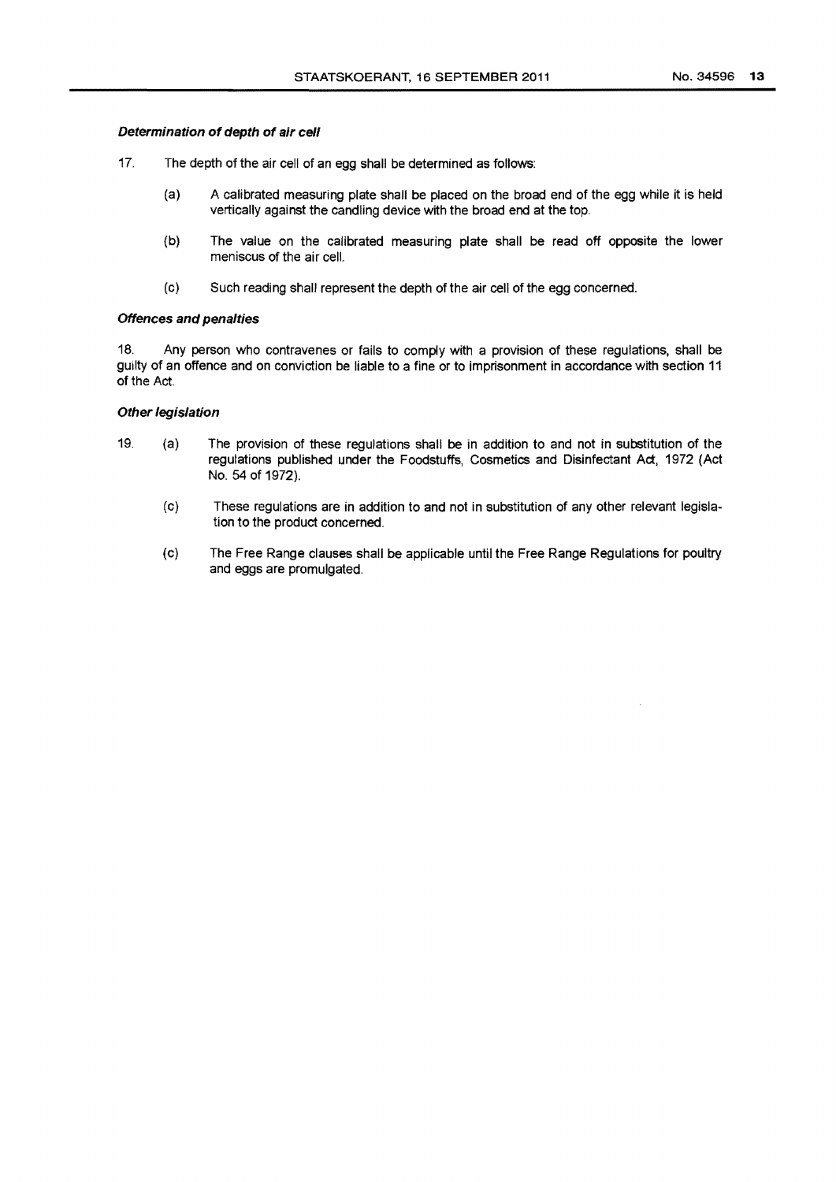#### *Determination of depth of air cell*

17. The depth of the air cell of an egg shall be determined as follows:

    (a) A calibrated measuring plate shall be placed on the broad end of the egg while it is held vertically against the candling device with the broad end at the top.

    (b) The value on the calibrated measuring plate shall be read off opposite the lower meniscus of the air cell.

    (c) Such reading shall represent the depth of the air cell of the egg concerned.

#### *Offences and penalties*

18. Any person who contravenes or fails to comply with a provision of these regulations, shall be guilty of an offence and on conviction be liable to a fine or to imprisonment in accordance with section 11 of the Act.

#### *Other legislation*

19. (a) The provision of these regulations shall be in addition to and not in substitution of the regulations published under the Foodstuffs, Cosmetics and Disinfectant Act, 1972 (Act No. 54 of 1972).

    (c) These regulations are in addition to and not in substitution of any other relevant legislation to the product concerned.

    (c) The Free Range clauses shall be applicable until the Free Range Regulations for poultry and eggs are promulgated.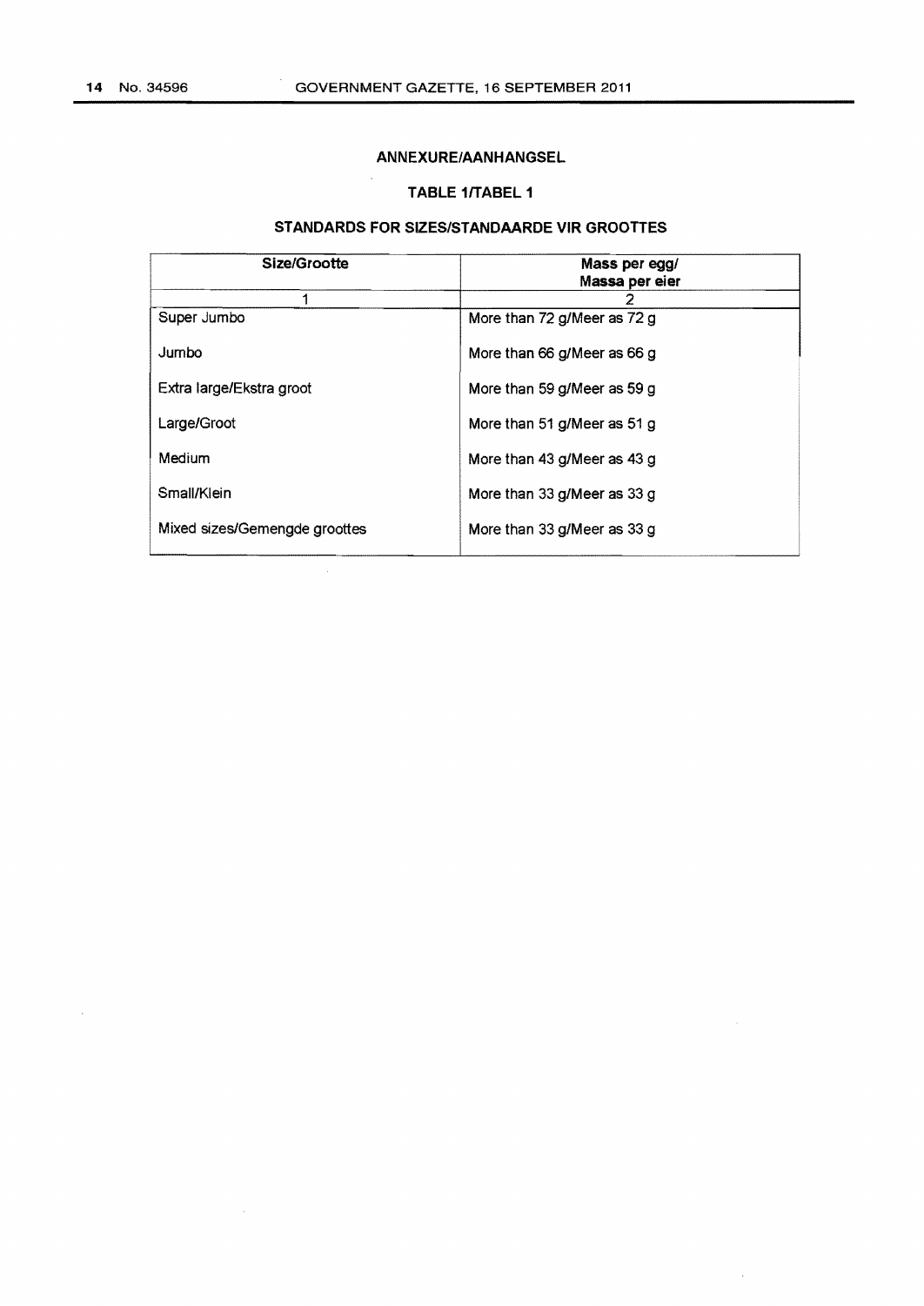## ANNEXURE/AANHANGSEL

### TABLE 1/TABEL 1

### STANDARDS FOR SIZES/STANDAARDE VIR GROOTTES

| Size/Grootte | Mass per egg/ Massa per eier |
|---|---|
| 1 | 2 |
| Super Jumbo | More than 72 g/Meer as 72 g |
| Jumbo | More than 66 g/Meer as 66 g |
| Extra large/Ekstra groot | More than 59 g/Meer as 59 g |
| Large/Groot | More than 51 g/Meer as 51 g |
| Medium | More than 43 g/Meer as 43 g |
| Small/Klein | More than 33 g/Meer as 33 g |
| Mixed sizes/Gemengde groottes | More than 33 g/Meer as 33 g |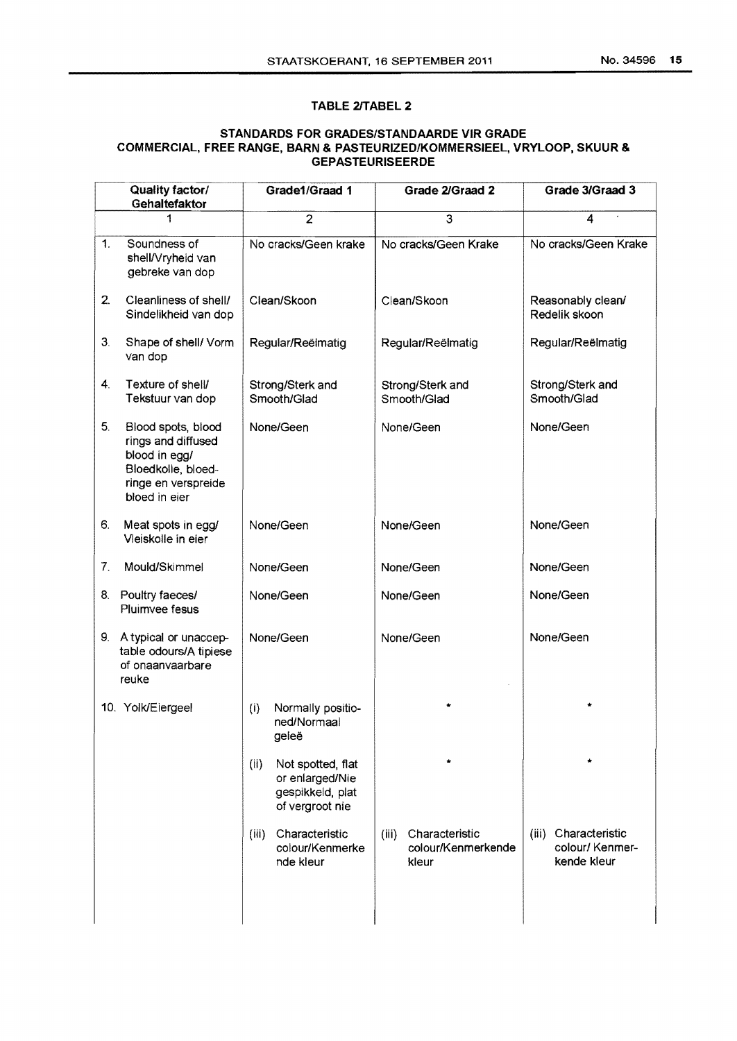**TABLE 2/TABEL 2**

**STANDARDS FOR GRADES/STANDAARDE VIR GRADE COMMERCIAL, FREE RANGE, BARN & PASTEURIZED/KOMMERSIEEL, VRYLOOP, SKUUR & GEPASTEURISEERDE**

| Quality factor/ Gehaltefaktor | Grade1/Graad 1 | Grade 2/Graad 2 | Grade 3/Graad 3 |
|---|---|---|---|
| 1 | 2 | 3 | 4 |
| 1. Soundness of shell/Vryheid van gebreke van dop | No cracks/Geen krake | No cracks/Geen Krake | No cracks/Geen Krake |
| 2. Cleanliness of shell/ Sindelikheid van dop | Clean/Skoon | Clean/Skoon | Reasonably clean/ Redelik skoon |
| 3. Shape of shell/ Vorm van dop | Regular/Reëlmatig | Regular/Reëlmatig | Regular/Reëlmatig |
| 4. Texture of shell/ Tekstuur van dop | Strong/Sterk and Smooth/Glad | Strong/Sterk and Smooth/Glad | Strong/Sterk and Smooth/Glad |
| 5. Blood spots, blood rings and diffused blood in egg/ Bloedkolle, bloedringe en verspreide bloed in eier | None/Geen | None/Geen | None/Geen |
| 6. Meat spots in egg/ Vleiskolle in eier | None/Geen | None/Geen | None/Geen |
| 7. Mould/Skimmel | None/Geen | None/Geen | None/Geen |
| 8. Poultry faeces/ Pluimvee fesus | None/Geen | None/Geen | None/Geen |
| 9. A typical or unacceptable odours/A tipiese of onaanvaarbare reuke | None/Geen | None/Geen | None/Geen |
| 10. Yolk/Eiergeel | (i) Normally positioned/Normaal geleë | * | * |
| | (ii) Not spotted, flat or enlarged/Nie gespikkeld, plat of vergroot nie | * | * |
| | (iii) Characteristic colour/Kenmerkende kleur | (iii) Characteristic colour/Kenmerkende kleur | (iii) Characteristic colour/ Kenmerkende kleur |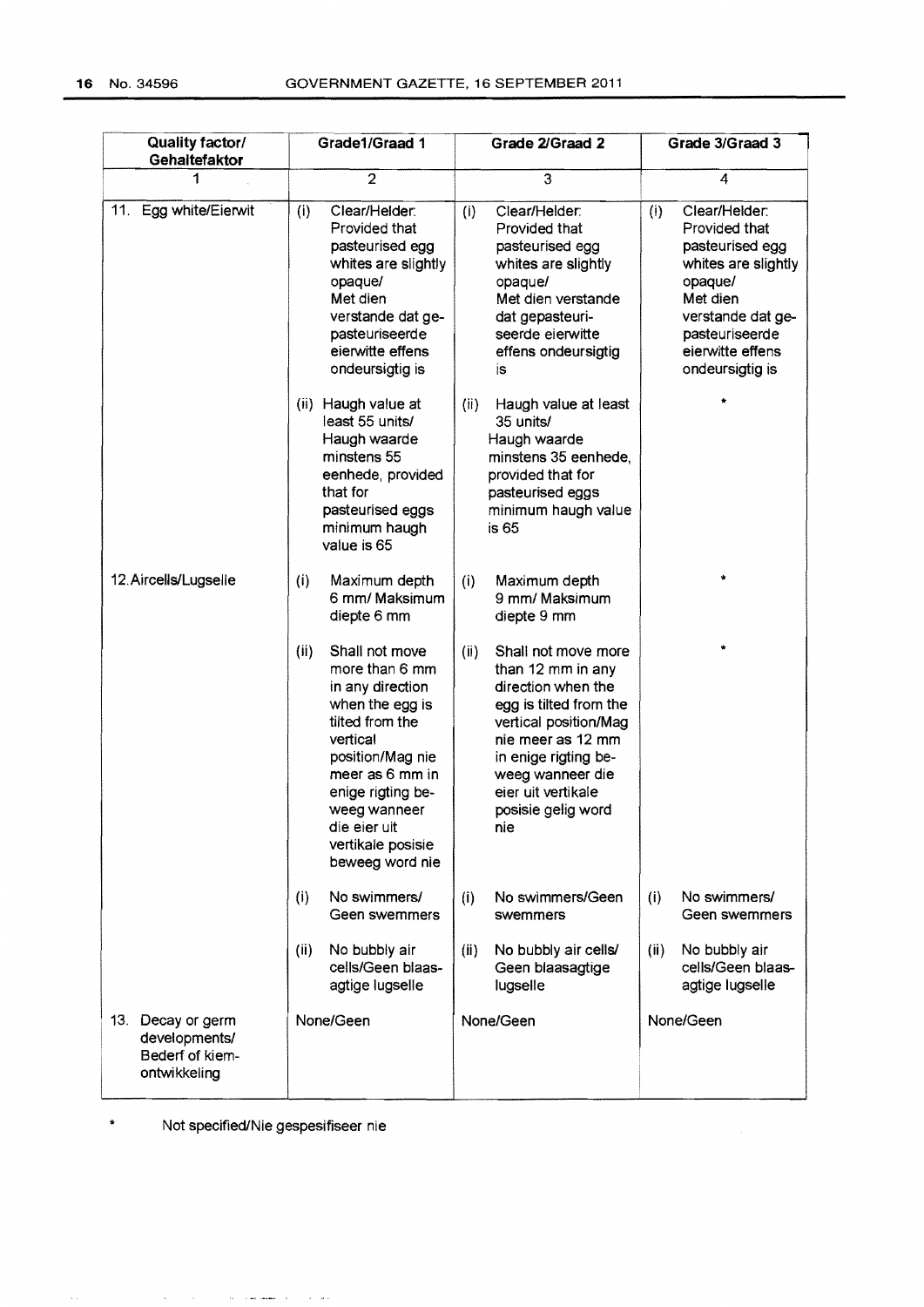| Quality factor/ Gehaltefaktor | Grade1/Graad 1 | Grade 2/Graad 2 | Grade 3/Graad 3 |
|---|---|---|---|
| 1 | 2 | 3 | 4 |
| 11. Egg white/Eierwit | (i) Clear/Helder: Provided that pasteurised egg whites are slightly opaque/ Met dien verstande dat gepasteuriseerde eierwitte effens ondeursigtig is | (i) Clear/Helder: Provided that pasteurised egg whites are slightly opaque/ Met dien verstande dat gepasteuriseerde eierwitte effens ondeursigtig is | (i) Clear/Helder: Provided that pasteurised egg whites are slightly opaque/ Met dien verstande dat gepasteuriseerde eierwitte effens ondeursigtig is |
| | (ii) Haugh value at least 55 units/ Haugh waarde minstens 55 eenhede, provided that for pasteurised eggs minimum haugh value is 65 | (ii) Haugh value at least 35 units/ Haugh waarde minstens 35 eenhede, provided that for pasteurised eggs minimum haugh value is 65 | * |
| 12. Aircells/Lugselle | (i) Maximum depth 6 mm/ Maksimum diepte 6 mm | (i) Maximum depth 9 mm/ Maksimum diepte 9 mm | * |
| | (ii) Shall not move more than 6 mm in any direction when the egg is tilted from the vertical position/Mag nie meer as 6 mm in enige rigting beweeg wanneer die eier uit vertikale posisie beweeg word nie | (ii) Shall not move more than 12 mm in any direction when the egg is tilted from the vertical position/Mag nie meer as 12 mm in enige rigting beweeg wanneer die eier uit vertikale posisie gelig word nie | * |
| | (i) No swimmers/ Geen swemmers | (i) No swimmers/Geen swemmers | (i) No swimmers/ Geen swemmers |
| | (ii) No bubbly air cells/Geen blaasagtige lugselle | (ii) No bubbly air cells/ Geen blaasagtige lugselle | (ii) No bubbly air cells/Geen blaasagtige lugselle |
| 13. Decay or germ developments/ Bederf of kiemontwikkeling | None/Geen | None/Geen | None/Geen |

\* Not specified/Nie gespesifiseer nie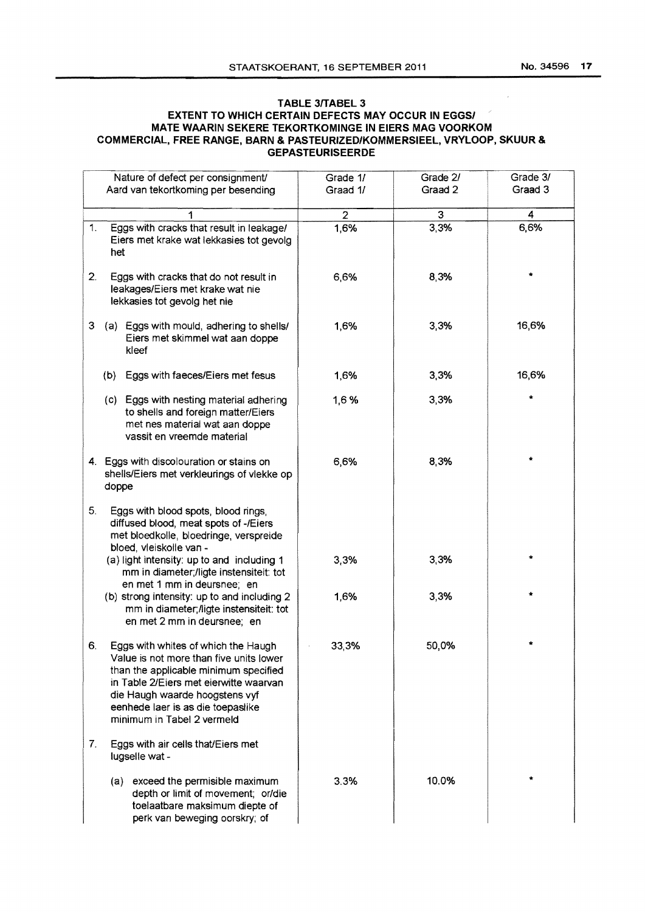**TABLE 3/TABEL 3**
**EXTENT TO WHICH CERTAIN DEFECTS MAY OCCUR IN EGGS/**
**MATE WAARIN SEKERE TEKORTKOMINGE IN EIERS MAG VOORKOM**
**COMMERCIAL, FREE RANGE, BARN & PASTEURIZED/KOMMERSIEEL, VRYLOOP, SKUUR & GEPASTEURISEERDE**

| Nature of defect per consignment/ Aard van tekortkoming per besending | Grade 1/ Graad 1/ | Grade 2/ Graad 2 | Grade 3/ Graad 3 |
|---|---|---|---|
| 1 | 2 | 3 | 4 |
| 1. Eggs with cracks that result in leakage/ Eiers met krake wat lekkasies tot gevolg het | 1,6% | 3,3% | 6,6% |
| 2. Eggs with cracks that do not result in leakages/Eiers met krake wat nie lekkasies tot gevolg het nie | 6,6% | 8,3% | * |
| 3 (a) Eggs with mould, adhering to shells/ Eiers met skimmel wat aan doppe kleef | 1,6% | 3,3% | 16,6% |
| (b) Eggs with faeces/Eiers met fesus | 1,6% | 3,3% | 16,6% |
| (c) Eggs with nesting material adhering to shells and foreign matter/Eiers met nes material wat aan doppe vassit en vreemde material | 1,6 % | 3,3% | * |
| 4. Eggs with discolouration or stains on shells/Eiers met verkleurings of vlekke op doppe | 6,6% | 8,3% | * |
| 5. Eggs with blood spots, blood rings, diffused blood, meat spots of -/Eiers met bloedkolle, bloedringe, verspreide bloed, vleiskolle van - | | | |
| (a) light intensity: up to and including 1 mm in diameter;/ligte instensiteit: tot en met 1 mm in deursnee; en | 3,3% | 3,3% | * |
| (b) strong intensity: up to and including 2 mm in diameter;/ligte instensiteit: tot en met 2 mm in deursnee; en | 1,6% | 3,3% | * |
| 6. Eggs with whites of which the Haugh Value is not more than five units lower than the applicable minimum specified in Table 2/Eiers met eierwitte waarvan die Haugh waarde hoogstens vyf eenhede laer is as die toepaslike minimum in Tabel 2 vermeld | 33,3% | 50,0% | * |
| 7. Eggs with air cells that/Eiers met lugselle wat - | | | |
| (a) exceed the permisible maximum depth or limit of movement; or/die toelaatbare maksimum diepte of perk van beweging oorskry; of | 3.3% | 10.0% | * |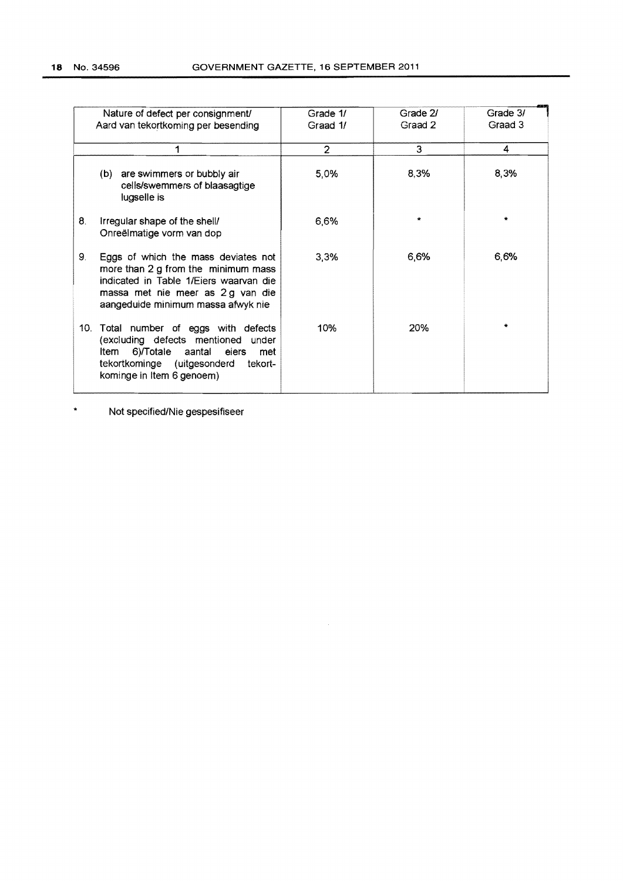| Nature of defect per consignment/ Aard van tekortkoming per besending | Grade 1/ Graad 1/ | Grade 2/ Graad 2 | Grade 3/ Graad 3 |
|---|---|---|---|
| 1 | 2 | 3 | 4 |
| (b) are swimmers or bubbly air cells/swemmers of blaasagtige lugselle is | 5,0% | 8,3% | 8,3% |
| 8. Irregular shape of the shell/ Onreëlmatige vorm van dop | 6,6% | * | * |
| 9. Eggs of which the mass deviates not more than 2 g from the minimum mass indicated in Table 1/Eiers waarvan die massa met nie meer as 2 g van die aangeduide minimum massa afwyk nie | 3,3% | 6,6% | 6,6% |
| 10. Total number of eggs with defects (excluding defects mentioned under Item 6)/Totale aantal eiers met tekortkominge (uitgesonderd tekortkominge in Item 6 genoem) | 10% | 20% | * |

\* Not specified/Nie gespesifiseer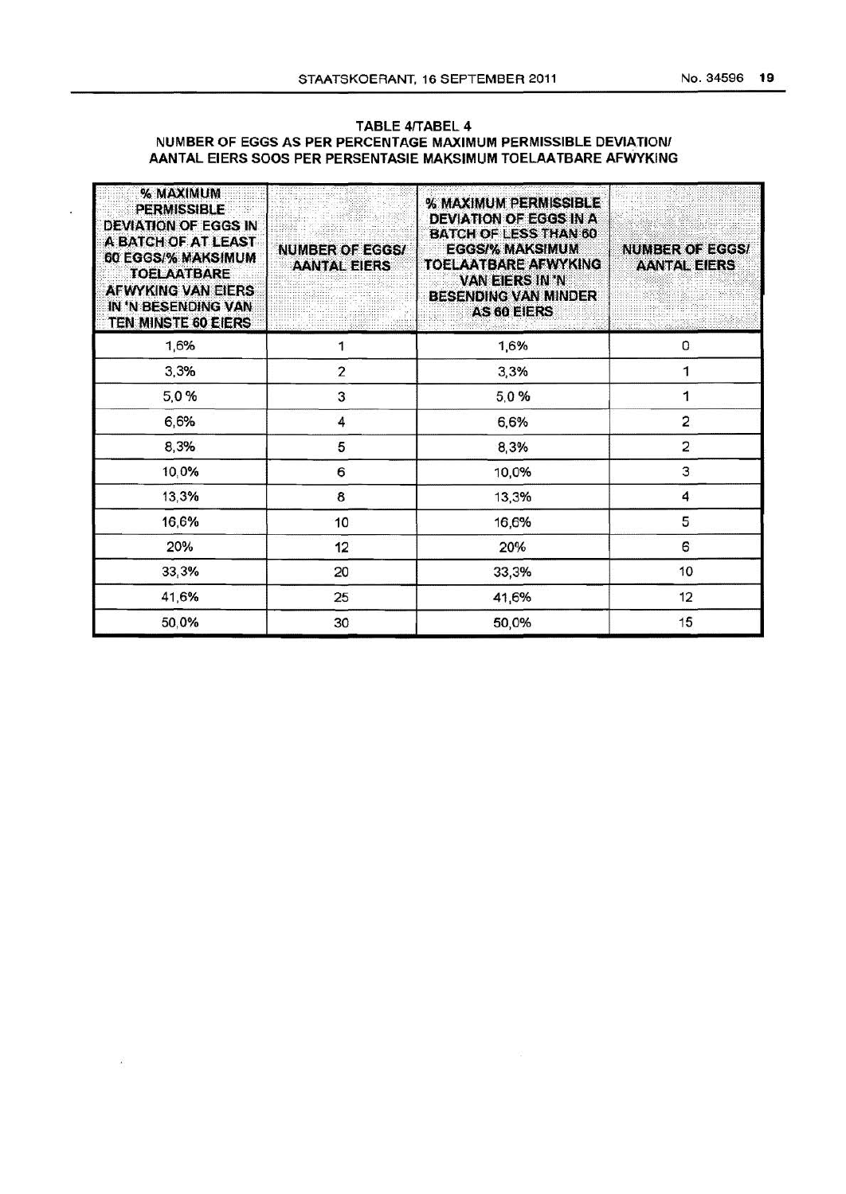**TABLE 4/TABEL 4**

**NUMBER OF EGGS AS PER PERCENTAGE MAXIMUM PERMISSIBLE DEVIATION/ AANTAL EIERS SOOS PER PERSENTASIE MAKSIMUM TOELAATBARE AFWYKING**

| % MAXIMUM PERMISSIBLE DEVIATION OF EGGS IN A BATCH OF AT LEAST 60 EGGS/% MAKSIMUM TOELAATBARE AFWYKING VAN EIERS IN 'N BESENDING VAN TEN MINSTE 60 EIERS | NUMBER OF EGGS/ AANTAL EIERS | % MAXIMUM PERMISSIBLE DEVIATION OF EGGS IN A BATCH OF LESS THAN 60 EGGS/% MAKSIMUM TOELAATBARE AFWYKING VAN EIERS IN 'N BESENDING VAN MINDER AS 60 EIERS | NUMBER OF EGGS/ AANTAL EIERS |
|---|---|---|---|
| 1,6% | 1 | 1,6% | 0 |
| 3,3% | 2 | 3,3% | 1 |
| 5,0 % | 3 | 5,0 % | 1 |
| 6,6% | 4 | 6,6% | 2 |
| 8,3% | 5 | 8,3% | 2 |
| 10,0% | 6 | 10,0% | 3 |
| 13,3% | 8 | 13,3% | 4 |
| 16,6% | 10 | 16,6% | 5 |
| 20% | 12 | 20% | 6 |
| 33,3% | 20 | 33,3% | 10 |
| 41,6% | 25 | 41,6% | 12 |
| 50,0% | 30 | 50,0% | 15 |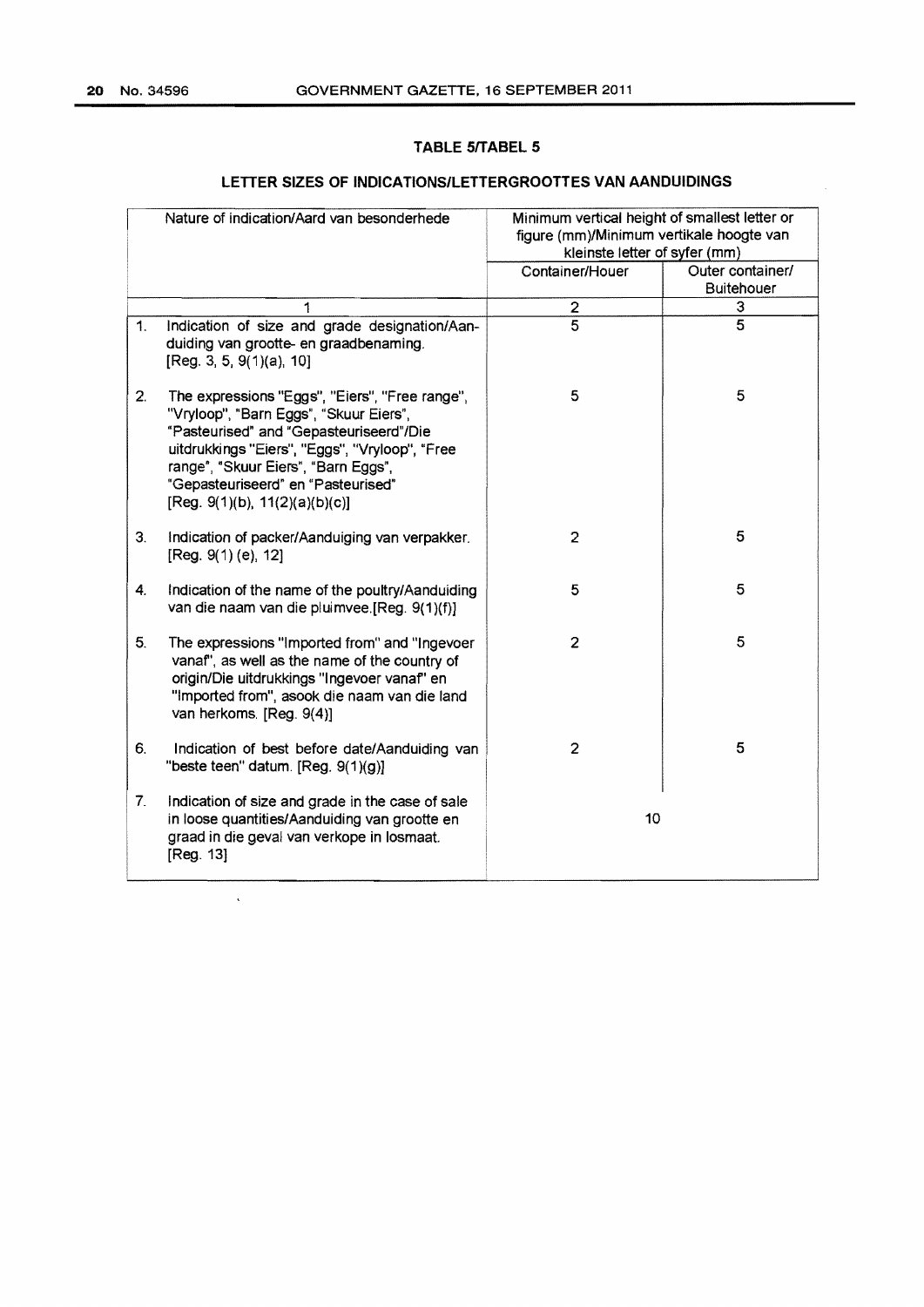### TABLE 5/TABEL 5

### LETTER SIZES OF INDICATIONS/LETTERGROOTTES VAN AANDUIDINGS

| Nature of indication/Aard van besonderhede | | Minimum vertical height of smallest letter or figure (mm)/Minimum vertikale hoogte van kleinste letter of syfer (mm) | |
|---|---|---|---|
| | | Container/Houer | Outer container/ Buitehouer |
| | 1 | 2 | 3 |
| 1. | Indication of size and grade designation/Aanduiding van grootte- en graadbenaming. [Reg. 3, 5, 9(1)(a), 10] | 5 | 5 |
| 2. | The expressions "Eggs", "Eiers", "Free range", "Vryloop", "Barn Eggs", "Skuur Eiers", "Pasteurised" and "Gepasteuriseerd"/Die uitdrukkings "Eiers", "Eggs", "Vryloop", "Free range", "Skuur Eiers", "Barn Eggs", "Gepasteuriseerd" en "Pasteurised" [Reg. 9(1)(b), 11(2)(a)(b)(c)] | 5 | 5 |
| 3. | Indication of packer/Aanduiging van verpakker. [Reg. 9(1) (e), 12] | 2 | 5 |
| 4. | Indication of the name of the poultry/Aanduiding van die naam van die pluimvee.[Reg. 9(1)(f)] | 5 | 5 |
| 5. | The expressions "Imported from" and "Ingevoer vanaf", as well as the name of the country of origin/Die uitdrukkings "Ingevoer vanaf" en "Imported from", asook die naam van die land van herkoms. [Reg. 9(4)] | 2 | 5 |
| 6. | Indication of best before date/Aanduiding van "beste teen" datum. [Reg. 9(1)(g)] | 2 | 5 |
| 7. | Indication of size and grade in the case of sale in loose quantities/Aanduiding van grootte en graad in die geval van verkope in losmaat. [Reg. 13] | 10 | |